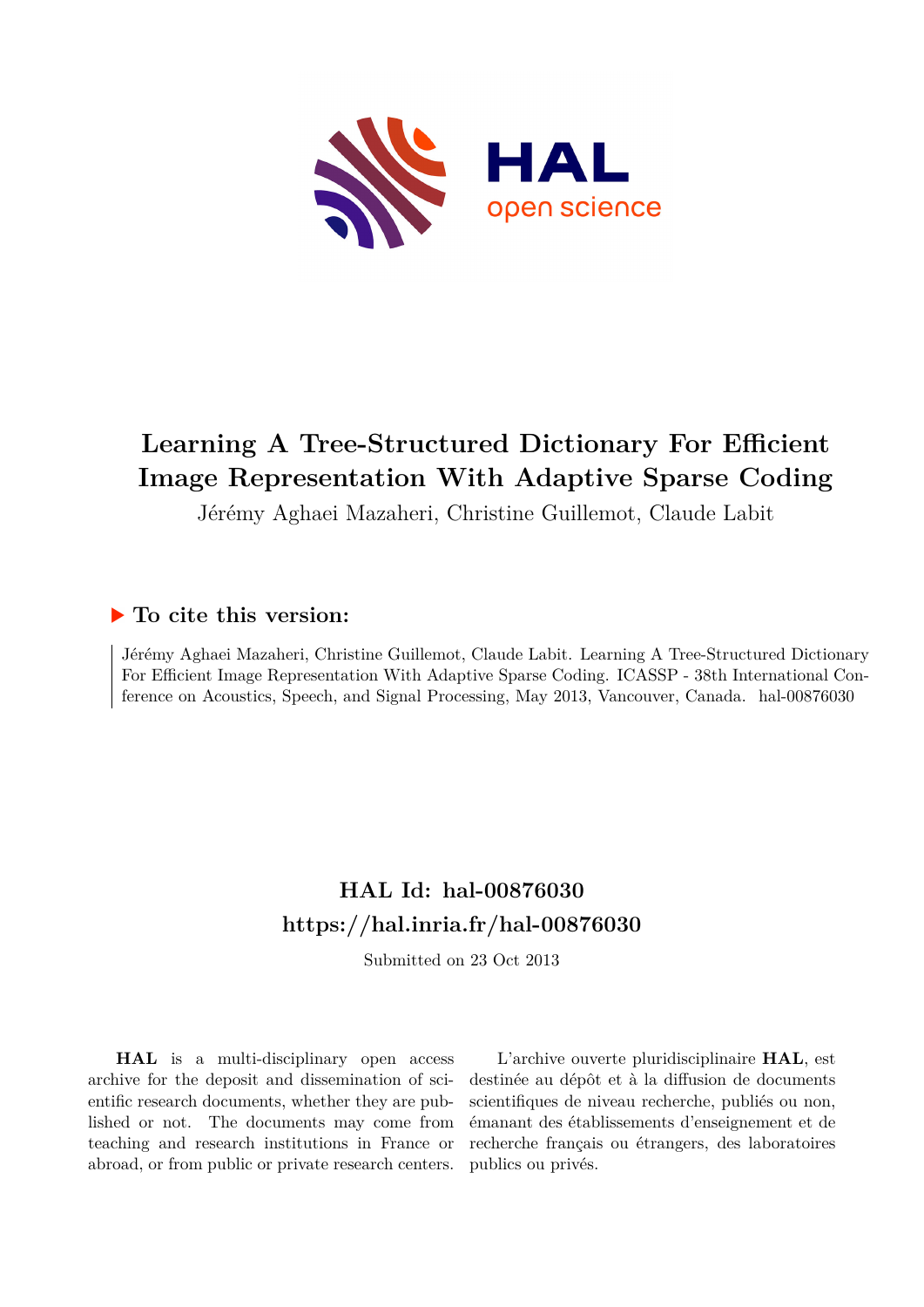# Learning A Tree-Structured Dictionary For Efficient Image Representation With Adaptive Sparse Coding

Jérémy Aghaei Mazaheri, Christine Guillemot, Claude Labit

## ▶ To cite this version:

Jérémy Aghaei Mazaheri, Christine Guillemot, Claude Labit. Learning A Tree-Structured Dictionary For Efficient Image Representation With Adaptive Sparse Coding. ICASSP - 38th International Conference on Acoustics, Speech, and Signal Processing, May 2013, Vancouver, Canada. hal-00876030

## HAL Id: hal-00876030
## https://hal.inria.fr/hal-00876030

Submitted on 23 Oct 2013

**HAL** is a multi-disciplinary open access archive for the deposit and dissemination of scientific research documents, whether they are published or not. The documents may come from teaching and research institutions in France or abroad, or from public or private research centers.

L'archive ouverte pluridisciplinaire **HAL**, est destinée au dépôt et à la diffusion de documents scientifiques de niveau recherche, publiés ou non, émanant des établissements d'enseignement et de recherche français ou étrangers, des laboratoires publics ou privés.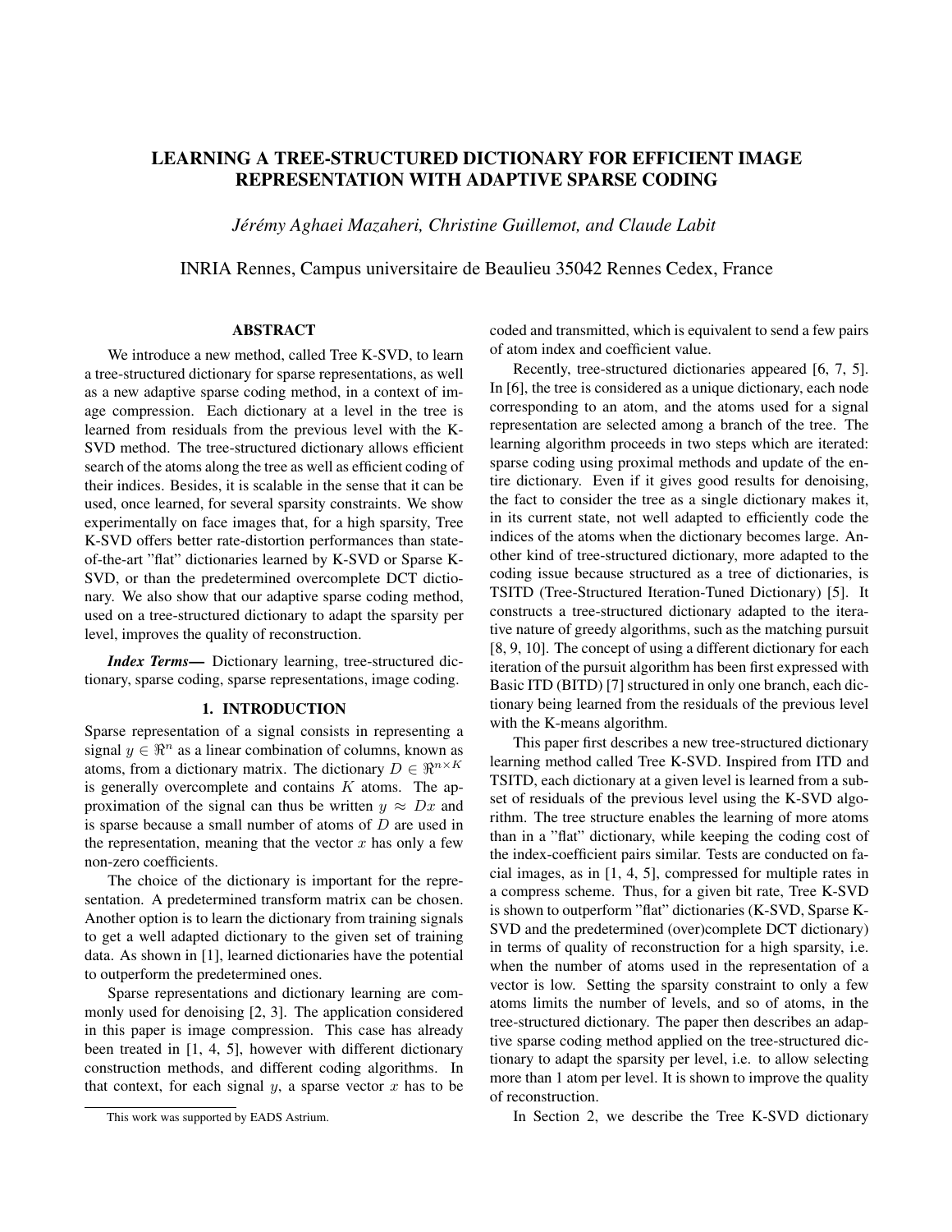# LEARNING A TREE-STRUCTURED DICTIONARY FOR EFFICIENT IMAGE REPRESENTATION WITH ADAPTIVE SPARSE CODING

*Jérémy Aghaei Mazaheri, Christine Guillemot, and Claude Labit*

INRIA Rennes, Campus universitaire de Beaulieu 35042 Rennes Cedex, France

## ABSTRACT

We introduce a new method, called Tree K-SVD, to learn a tree-structured dictionary for sparse representations, as well as a new adaptive sparse coding method, in a context of image compression. Each dictionary at a level in the tree is learned from residuals from the previous level with the K-SVD method. The tree-structured dictionary allows efficient search of the atoms along the tree as well as efficient coding of their indices. Besides, it is scalable in the sense that it can be used, once learned, for several sparsity constraints. We show experimentally on face images that, for a high sparsity, Tree K-SVD offers better rate-distortion performances than state-of-the-art "flat" dictionaries learned by K-SVD or Sparse K-SVD, or than the predetermined overcomplete DCT dictionary. We also show that our adaptive sparse coding method, used on a tree-structured dictionary to adapt the sparsity per level, improves the quality of reconstruction.

***Index Terms*—** Dictionary learning, tree-structured dictionary, sparse coding, sparse representations, image coding.

## 1. INTRODUCTION

Sparse representation of a signal consists in representing a signal $y \in \Re^n$ as a linear combination of columns, known as atoms, from a dictionary matrix. The dictionary $D \in \Re^{n \times K}$ is generally overcomplete and contains $K$ atoms. The approximation of the signal can thus be written $y \approx Dx$ and is sparse because a small number of atoms of $D$ are used in the representation, meaning that the vector $x$ has only a few non-zero coefficients.

The choice of the dictionary is important for the representation. A predetermined transform matrix can be chosen. Another option is to learn the dictionary from training signals to get a well adapted dictionary to the given set of training data. As shown in [1], learned dictionaries have the potential to outperform the predetermined ones.

Sparse representations and dictionary learning are commonly used for denoising [2, 3]. The application considered in this paper is image compression. This case has already been treated in [1, 4, 5], however with different dictionary construction methods, and different coding algorithms. In that context, for each signal $y$, a sparse vector $x$ has to be coded and transmitted, which is equivalent to send a few pairs of atom index and coefficient value.

Recently, tree-structured dictionaries appeared [6, 7, 5]. In [6], the tree is considered as a unique dictionary, each node corresponding to an atom, and the atoms used for a signal representation are selected among a branch of the tree. The learning algorithm proceeds in two steps which are iterated: sparse coding using proximal methods and update of the entire dictionary. Even if it gives good results for denoising, the fact to consider the tree as a single dictionary makes it, in its current state, not well adapted to efficiently code the indices of the atoms when the dictionary becomes large. Another kind of tree-structured dictionary, more adapted to the coding issue because structured as a tree of dictionaries, is TSITD (Tree-Structured Iteration-Tuned Dictionary) [5]. It constructs a tree-structured dictionary adapted to the iterative nature of greedy algorithms, such as the matching pursuit [8, 9, 10]. The concept of using a different dictionary for each iteration of the pursuit algorithm has been first expressed with Basic ITD (BITD) [7] structured in only one branch, each dictionary being learned from the residuals of the previous level with the K-means algorithm.

This paper first describes a new tree-structured dictionary learning method called Tree K-SVD. Inspired from ITD and TSITD, each dictionary at a given level is learned from a subset of residuals of the previous level using the K-SVD algorithm. The tree structure enables the learning of more atoms than in a "flat" dictionary, while keeping the coding cost of the index-coefficient pairs similar. Tests are conducted on facial images, as in [1, 4, 5], compressed for multiple rates in a compress scheme. Thus, for a given bit rate, Tree K-SVD is shown to outperform "flat" dictionaries (K-SVD, Sparse K-SVD and the predetermined (over)complete DCT dictionary) in terms of quality of reconstruction for a high sparsity, i.e. when the number of atoms used in the representation of a vector is low. Setting the sparsity constraint to only a few atoms limits the number of levels, and so of atoms, in the tree-structured dictionary. The paper then describes an adaptive sparse coding method applied on the tree-structured dictionary to adapt the sparsity per level, i.e. to allow selecting more than 1 atom per level. It is shown to improve the quality of reconstruction.

In Section 2, we describe the Tree K-SVD dictionary

This work was supported by EADS Astrium.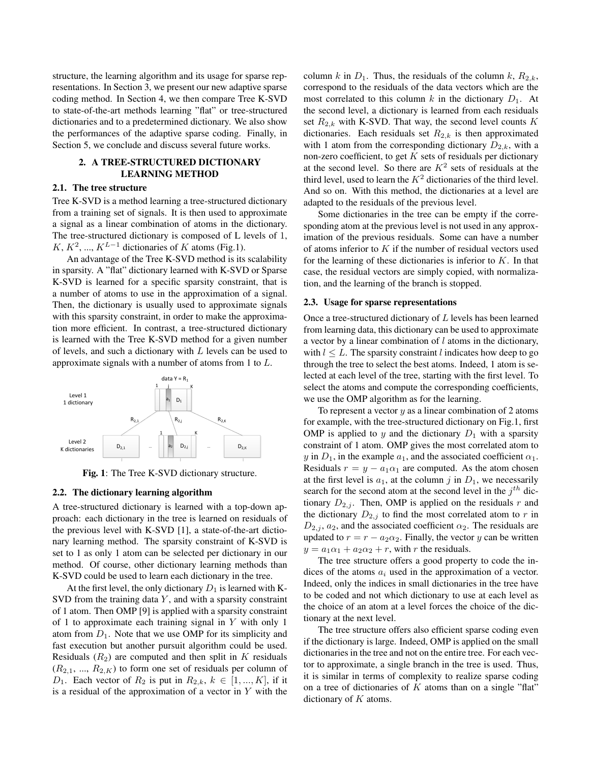structure, the learning algorithm and its usage for sparse representations. In Section 3, we present our new adaptive sparse coding method. In Section 4, we then compare Tree K-SVD to state-of-the-art methods learning "flat" or tree-structured dictionaries and to a predetermined dictionary. We also show the performances of the adaptive sparse coding. Finally, in Section 5, we conclude and discuss several future works.

## 2. A TREE-STRUCTURED DICTIONARY LEARNING METHOD

### 2.1. The tree structure

Tree K-SVD is a method learning a tree-structured dictionary from a training set of signals. It is then used to approximate a signal as a linear combination of atoms in the dictionary. The tree-structured dictionary is composed of L levels of 1, $K$, $K^2$, ..., $K^{L-1}$ dictionaries of $K$ atoms (Fig.1).

An advantage of the Tree K-SVD method is its scalability in sparsity. A "flat" dictionary learned with K-SVD or Sparse K-SVD is learned for a specific sparsity constraint, that is a number of atoms to use in the approximation of a signal. Then, the dictionary is usually used to approximate signals with this sparsity constraint, in order to make the approximation more efficient. In contrast, a tree-structured dictionary is learned with the Tree K-SVD method for a given number of levels, and such a dictionary with $L$ levels can be used to approximate signals with a number of atoms from 1 to $L$.

**Fig. 1**: The Tree K-SVD dictionary structure.

### 2.2. The dictionary learning algorithm

A tree-structured dictionary is learned with a top-down approach: each dictionary in the tree is learned on residuals of the previous level with K-SVD [1], a state-of-the-art dictionary learning method. The sparsity constraint of K-SVD is set to 1 as only 1 atom can be selected per dictionary in our method. Of course, other dictionary learning methods than K-SVD could be used to learn each dictionary in the tree.

At the first level, the only dictionary $D_1$ is learned with K-SVD from the training data $Y$, and with a sparsity constraint of 1 atom. Then OMP [9] is applied with a sparsity constraint of 1 to approximate each training signal in $Y$ with only 1 atom from $D_1$. Note that we use OMP for its simplicity and fast execution but another pursuit algorithm could be used. Residuals ($R_2$) are computed and then split in $K$ residuals ($R_{2,1}$, ..., $R_{2,K}$) to form one set of residuals per column of $D_1$. Each vector of $R_2$ is put in $R_{2,k}$, $k \in [1, ..., K]$, if it is a residual of the approximation of a vector in $Y$ with the column $k$ in $D_1$. Thus, the residuals of the column $k$, $R_{2,k}$, correspond to the residuals of the data vectors which are the most correlated to this column $k$ in the dictionary $D_1$. At the second level, a dictionary is learned from each residuals set $R_{2,k}$ with K-SVD. That way, the second level counts $K$ dictionaries. Each residuals set $R_{2,k}$ is then approximated with 1 atom from the corresponding dictionary $D_{2,k}$, with a non-zero coefficient, to get $K$ sets of residuals per dictionary at the second level. So there are $K^2$ sets of residuals at the third level, used to learn the $K^2$ dictionaries of the third level. And so on. With this method, the dictionaries at a level are adapted to the residuals of the previous level.

Some dictionaries in the tree can be empty if the corresponding atom at the previous level is not used in any approximation of the previous residuals. Some can have a number of atoms inferior to $K$ if the number of residual vectors used for the learning of these dictionaries is inferior to $K$. In that case, the residual vectors are simply copied, with normalization, and the learning of the branch is stopped.

### 2.3. Usage for sparse representations

Once a tree-structured dictionary of $L$ levels has been learned from learning data, this dictionary can be used to approximate a vector by a linear combination of $l$ atoms in the dictionary, with $l \leq L$. The sparsity constraint $l$ indicates how deep to go through the tree to select the best atoms. Indeed, 1 atom is selected at each level of the tree, starting with the first level. To select the atoms and compute the corresponding coefficients, we use the OMP algorithm as for the learning.

To represent a vector $y$ as a linear combination of 2 atoms for example, with the tree-structured dictionary on Fig.1, first OMP is applied to $y$ and the dictionary $D_1$ with a sparsity constraint of 1 atom. OMP gives the most correlated atom to $y$ in $D_1$, in the example $a_1$, and the associated coefficient $\alpha_1$. Residuals $r = y - a_1\alpha_1$ are computed. As the atom chosen at the first level is $a_1$, at the column $j$ in $D_1$, we necessarily search for the second atom at the second level in the $j^{th}$ dictionary $D_{2,j}$. Then, OMP is applied on the residuals $r$ and the dictionary $D_{2,j}$ to find the most correlated atom to $r$ in $D_{2,j}$, $a_2$, and the associated coefficient $\alpha_2$. The residuals are updated to $r = r - a_2\alpha_2$. Finally, the vector $y$ can be written $y = a_1\alpha_1 + a_2\alpha_2 + r$, with $r$ the residuals.

The tree structure offers a good property to code the indices of the atoms $a_i$ used in the approximation of a vector. Indeed, only the indices in small dictionaries in the tree have to be coded and not which dictionary to use at each level as the choice of an atom at a level forces the choice of the dictionary at the next level.

The tree structure offers also efficient sparse coding even if the dictionary is large. Indeed, OMP is applied on the small dictionaries in the tree and not on the entire tree. For each vector to approximate, a single branch in the tree is used. Thus, it is similar in terms of complexity to realize sparse coding on a tree of dictionaries of $K$ atoms than on a single "flat" dictionary of $K$ atoms.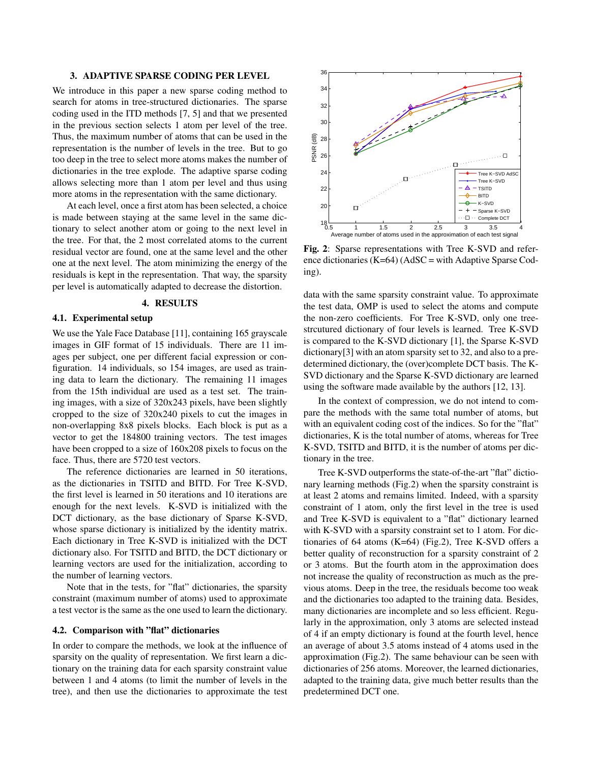## 3. ADAPTIVE SPARSE CODING PER LEVEL

We introduce in this paper a new sparse coding method to search for atoms in tree-structured dictionaries. The sparse coding used in the ITD methods [7, 5] and that we presented in the previous section selects 1 atom per level of the tree. Thus, the maximum number of atoms that can be used in the representation is the number of levels in the tree. But to go too deep in the tree to select more atoms makes the number of dictionaries in the tree explode. The adaptive sparse coding allows selecting more than 1 atom per level and thus using more atoms in the representation with the same dictionary.

At each level, once a first atom has been selected, a choice is made between staying at the same level in the same dictionary to select another atom or going to the next level in the tree. For that, the 2 most correlated atoms to the current residual vector are found, one at the same level and the other one at the next level. The atom minimizing the energy of the residuals is kept in the representation. That way, the sparsity per level is automatically adapted to decrease the distortion.

## 4. RESULTS

### 4.1. Experimental setup

We use the Yale Face Database [11], containing 165 grayscale images in GIF format of 15 individuals. There are 11 images per subject, one per different facial expression or configuration. 14 individuals, so 154 images, are used as training data to learn the dictionary. The remaining 11 images from the 15th individual are used as a test set. The training images, with a size of 320x243 pixels, have been slightly cropped to the size of 320x240 pixels to cut the images in non-overlapping 8x8 pixels blocks. Each block is put as a vector to get the 184800 training vectors. The test images have been cropped to a size of 160x208 pixels to focus on the face. Thus, there are 5720 test vectors.

The reference dictionaries are learned in 50 iterations, as the dictionaries in TSITD and BITD. For Tree K-SVD, the first level is learned in 50 iterations and 10 iterations are enough for the next levels. K-SVD is initialized with the DCT dictionary, as the base dictionary of Sparse K-SVD, whose sparse dictionary is initialized by the identity matrix. Each dictionary in Tree K-SVD is initialized with the DCT dictionary also. For TSITD and BITD, the DCT dictionary or learning vectors are used for the initialization, according to the number of learning vectors.

Note that in the tests, for "flat" dictionaries, the sparsity constraint (maximum number of atoms) used to approximate a test vector is the same as the one used to learn the dictionary.

### 4.2. Comparison with "flat" dictionaries

In order to compare the methods, we look at the influence of sparsity on the quality of representation. We first learn a dictionary on the training data for each sparsity constraint value between 1 and 4 atoms (to limit the number of levels in the tree), and then use the dictionaries to approximate the test data with the same sparsity constraint value. To approximate the test data, OMP is used to select the atoms and compute the non-zero coefficients. For Tree K-SVD, only one tree-strcutured dictionary of four levels is learned. Tree K-SVD is compared to the K-SVD dictionary [1], the Sparse K-SVD dictionary[3] with an atom sparsity set to 32, and also to a predetermined dictionary, the (over)complete DCT basis. The K-SVD dictionary and the Sparse K-SVD dictionary are learned using the software made available by the authors [12, 13].

In the context of compression, we do not intend to compare the methods with the same total number of atoms, but with an equivalent coding cost of the indices. So for the "flat" dictionaries, K is the total number of atoms, whereas for Tree K-SVD, TSITD and BITD, it is the number of atoms per dictionary in the tree.

**Fig. 2**: Sparse representations with Tree K-SVD and reference dictionaries (K=64) (AdSC = with Adaptive Sparse Coding).

Tree K-SVD outperforms the state-of-the-art "flat" dictionary learning methods (Fig.2) when the sparsity constraint is at least 2 atoms and remains limited. Indeed, with a sparsity constraint of 1 atom, only the first level in the tree is used and Tree K-SVD is equivalent to a "flat" dictionary learned with K-SVD with a sparsity constraint set to 1 atom. For dictionaries of 64 atoms (K=64) (Fig.2), Tree K-SVD offers a better quality of reconstruction for a sparsity constraint of 2 or 3 atoms. But the fourth atom in the approximation does not increase the quality of reconstruction as much as the previous atoms. Deep in the tree, the residuals become too weak and the dictionaries too adapted to the training data. Besides, many dictionaries are incomplete and so less efficient. Regularly in the approximation, only 3 atoms are selected instead of 4 if an empty dictionary is found at the fourth level, hence an average of about 3.5 atoms instead of 4 atoms used in the approximation (Fig.2). The same behaviour can be seen with dictionaries of 256 atoms. Moreover, the learned dictionaries, adapted to the training data, give much better results than the predetermined DCT one.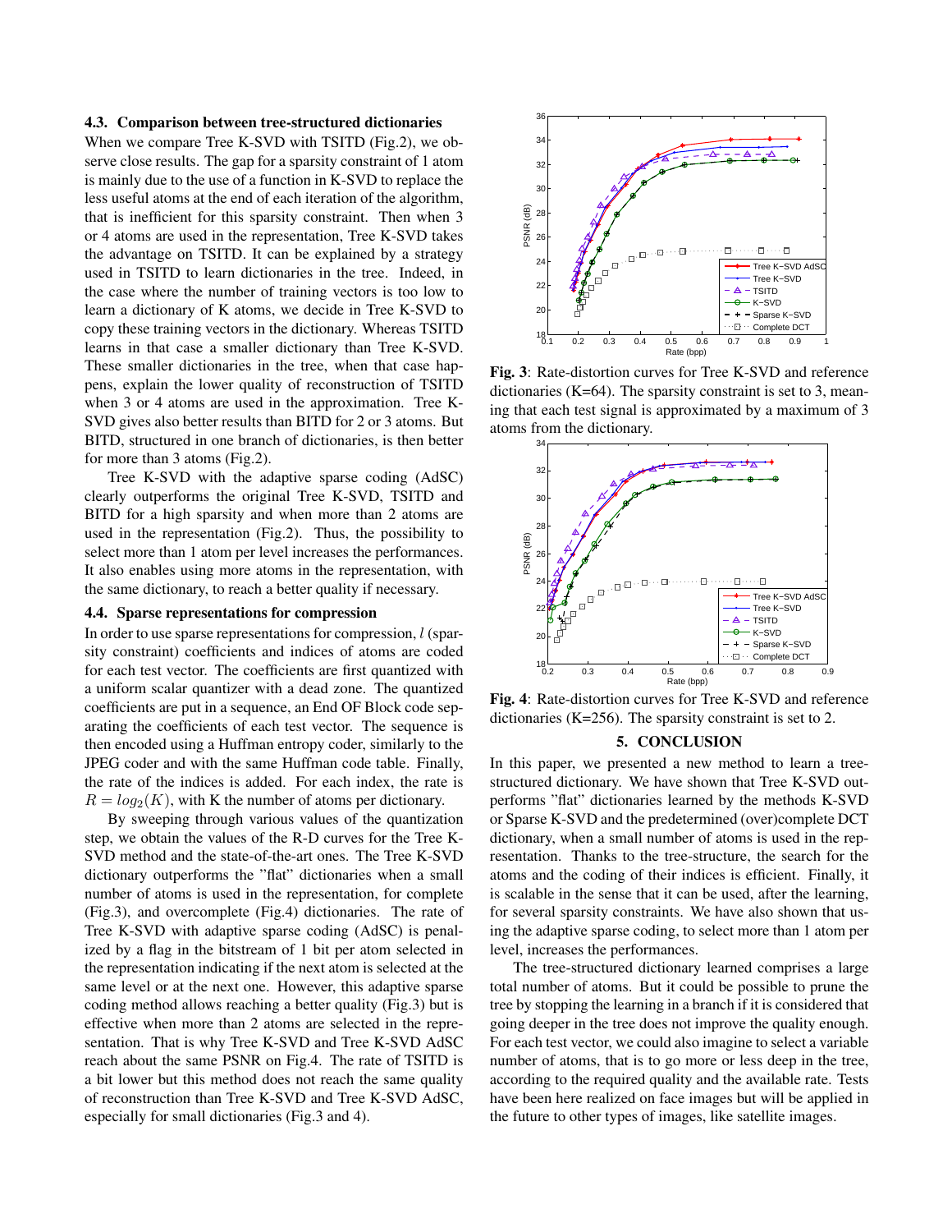### 4.3. Comparison between tree-structured dictionaries

When we compare Tree K-SVD with TSITD (Fig.2), we observe close results. The gap for a sparsity constraint of 1 atom is mainly due to the use of a function in K-SVD to replace the less useful atoms at the end of each iteration of the algorithm, that is inefficient for this sparsity constraint. Then when 3 or 4 atoms are used in the representation, Tree K-SVD takes the advantage on TSITD. It can be explained by a strategy used in TSITD to learn dictionaries in the tree. Indeed, in the case where the number of training vectors is too low to learn a dictionary of K atoms, we decide in Tree K-SVD to copy these training vectors in the dictionary. Whereas TSITD learns in that case a smaller dictionary than Tree K-SVD. These smaller dictionaries in the tree, when that case happens, explain the lower quality of reconstruction of TSITD when 3 or 4 atoms are used in the approximation. Tree K-SVD gives also better results than BITD for 2 or 3 atoms. But BITD, structured in one branch of dictionaries, is then better for more than 3 atoms (Fig.2).

Tree K-SVD with the adaptive sparse coding (AdSC) clearly outperforms the original Tree K-SVD, TSITD and BITD for a high sparsity and when more than 2 atoms are used in the representation (Fig.2). Thus, the possibility to select more than 1 atom per level increases the performances. It also enables using more atoms in the representation, with the same dictionary, to reach a better quality if necessary.

### 4.4. Sparse representations for compression

In order to use sparse representations for compression, $l$ (sparsity constraint) coefficients and indices of atoms are coded for each test vector. The coefficients are first quantized with a uniform scalar quantizer with a dead zone. The quantized coefficients are put in a sequence, an End OF Block code separating the coefficients of each test vector. The sequence is then encoded using a Huffman entropy coder, similarly to the JPEG coder and with the same Huffman code table. Finally, the rate of the indices is added. For each index, the rate is $R = log_2(K)$, with K the number of atoms per dictionary.

By sweeping through various values of the quantization step, we obtain the values of the R-D curves for the Tree K-SVD method and the state-of-the-art ones. The Tree K-SVD dictionary outperforms the "flat" dictionaries when a small number of atoms is used in the representation, for complete (Fig.3), and overcomplete (Fig.4) dictionaries. The rate of Tree K-SVD with adaptive sparse coding (AdSC) is penalized by a flag in the bitstream of 1 bit per atom selected in the representation indicating if the next atom is selected at the same level or at the next one. However, this adaptive sparse coding method allows reaching a better quality (Fig.3) but is effective when more than 2 atoms are selected in the representation. That is why Tree K-SVD and Tree K-SVD AdSC reach about the same PSNR on Fig.4. The rate of TSITD is a bit lower but this method does not reach the same quality of reconstruction than Tree K-SVD and Tree K-SVD AdSC, especially for small dictionaries (Fig.3 and 4).

**Fig. 3**: Rate-distortion curves for Tree K-SVD and reference dictionaries (K=64). The sparsity constraint is set to 3, meaning that each test signal is approximated by a maximum of 3 atoms from the dictionary.

**Fig. 4**: Rate-distortion curves for Tree K-SVD and reference dictionaries (K=256). The sparsity constraint is set to 2.

## 5. CONCLUSION

In this paper, we presented a new method to learn a tree-structured dictionary. We have shown that Tree K-SVD outperforms "flat" dictionaries learned by the methods K-SVD or Sparse K-SVD and the predetermined (over)complete DCT dictionary, when a small number of atoms is used in the representation. Thanks to the tree-structure, the search for the atoms and the coding of their indices is efficient. Finally, it is scalable in the sense that it can be used, after the learning, for several sparsity constraints. We have also shown that using the adaptive sparse coding, to select more than 1 atom per level, increases the performances.

The tree-structured dictionary learned comprises a large total number of atoms. But it could be possible to prune the tree by stopping the learning in a branch if it is considered that going deeper in the tree does not improve the quality enough. For each test vector, we could also imagine to select a variable number of atoms, that is to go more or less deep in the tree, according to the required quality and the available rate. Tests have been here realized on face images but will be applied in the future to other types of images, like satellite images.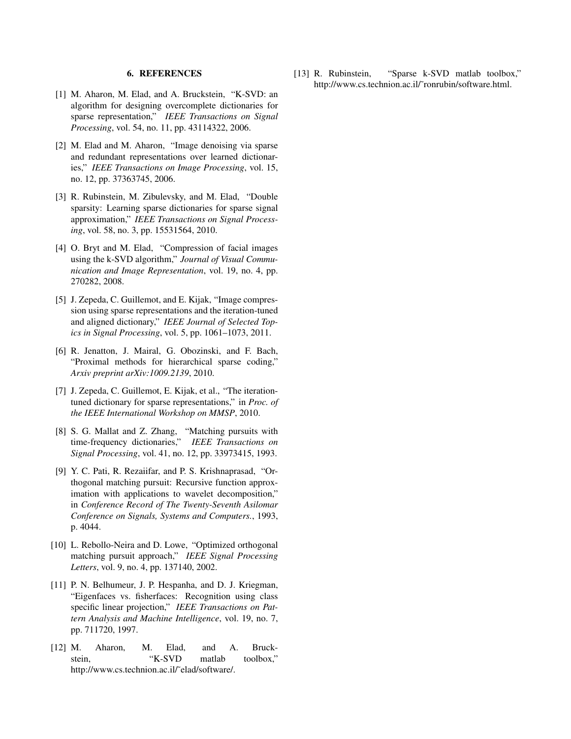## 6. REFERENCES

[1] M. Aharon, M. Elad, and A. Bruckstein, "K-SVD: an algorithm for designing overcomplete dictionaries for sparse representation," *IEEE Transactions on Signal Processing*, vol. 54, no. 11, pp. 43114322, 2006.

[2] M. Elad and M. Aharon, "Image denoising via sparse and redundant representations over learned dictionaries," *IEEE Transactions on Image Processing*, vol. 15, no. 12, pp. 37363745, 2006.

[3] R. Rubinstein, M. Zibulevsky, and M. Elad, "Double sparsity: Learning sparse dictionaries for sparse signal approximation," *IEEE Transactions on Signal Processing*, vol. 58, no. 3, pp. 15531564, 2010.

[4] O. Bryt and M. Elad, "Compression of facial images using the k-SVD algorithm," *Journal of Visual Communication and Image Representation*, vol. 19, no. 4, pp. 270282, 2008.

[5] J. Zepeda, C. Guillemot, and E. Kijak, "Image compression using sparse representations and the iteration-tuned and aligned dictionary," *IEEE Journal of Selected Topics in Signal Processing*, vol. 5, pp. 1061–1073, 2011.

[6] R. Jenatton, J. Mairal, G. Obozinski, and F. Bach, "Proximal methods for hierarchical sparse coding," *Arxiv preprint arXiv:1009.2139*, 2010.

[7] J. Zepeda, C. Guillemot, E. Kijak, et al., "The iteration-tuned dictionary for sparse representations," in *Proc. of the IEEE International Workshop on MMSP*, 2010.

[8] S. G. Mallat and Z. Zhang, "Matching pursuits with time-frequency dictionaries," *IEEE Transactions on Signal Processing*, vol. 41, no. 12, pp. 33973415, 1993.

[9] Y. C. Pati, R. Rezaiifar, and P. S. Krishnaprasad, "Orthogonal matching pursuit: Recursive function approximation with applications to wavelet decomposition," in *Conference Record of The Twenty-Seventh Asilomar Conference on Signals, Systems and Computers.*, 1993, p. 4044.

[10] L. Rebollo-Neira and D. Lowe, "Optimized orthogonal matching pursuit approach," *IEEE Signal Processing Letters*, vol. 9, no. 4, pp. 137140, 2002.

[11] P. N. Belhumeur, J. P. Hespanha, and D. J. Kriegman, "Eigenfaces vs. fisherfaces: Recognition using class specific linear projection," *IEEE Transactions on Pattern Analysis and Machine Intelligence*, vol. 19, no. 7, pp. 711720, 1997.

[12] M. Aharon, M. Elad, and A. Bruckstein, "K-SVD matlab toolbox," http://www.cs.technion.ac.il/~elad/software/.

[13] R. Rubinstein, "Sparse k-SVD matlab toolbox," http://www.cs.technion.ac.il/~ronrubin/software.html.